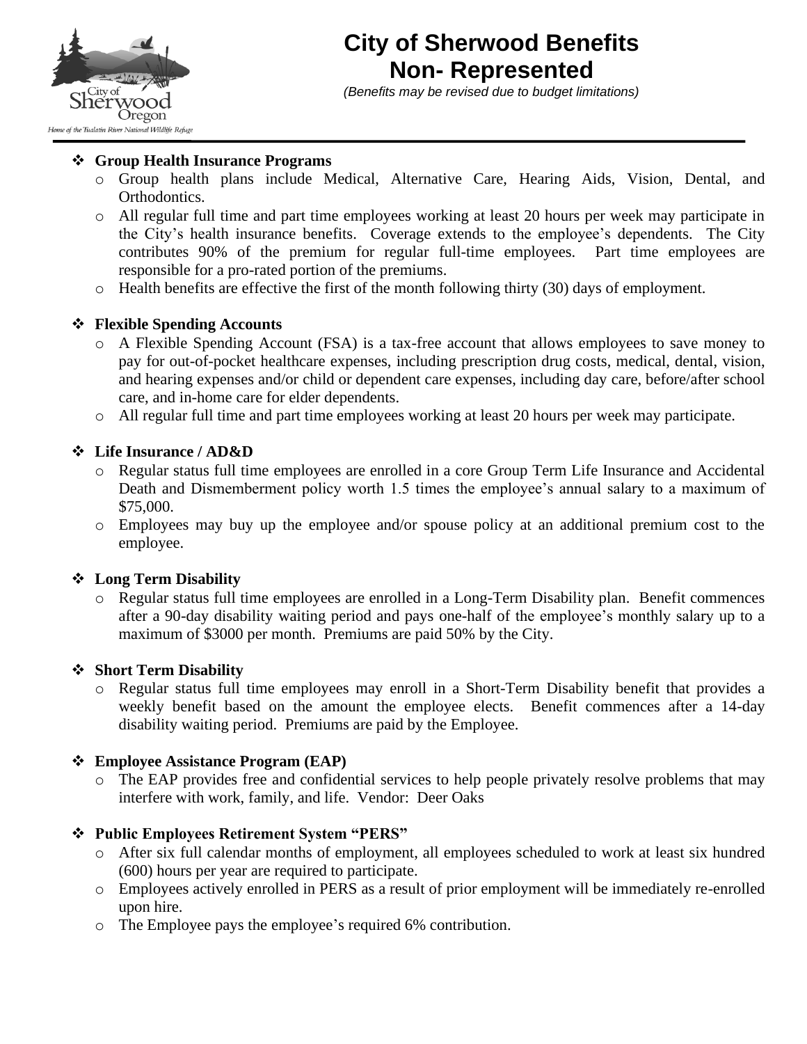# City of Sherwood Benefits
# Non- Represented

*(Benefits may be revised due to budget limitations)*

- **Group Health Insurance Programs**
  - Group health plans include Medical, Alternative Care, Hearing Aids, Vision, Dental, and Orthodontics.
  - All regular full time and part time employees working at least 20 hours per week may participate in the City's health insurance benefits. Coverage extends to the employee's dependents. The City contributes 90% of the premium for regular full-time employees. Part time employees are responsible for a pro-rated portion of the premiums.
  - Health benefits are effective the first of the month following thirty (30) days of employment.

- **Flexible Spending Accounts**
  - A Flexible Spending Account (FSA) is a tax-free account that allows employees to save money to pay for out-of-pocket healthcare expenses, including prescription drug costs, medical, dental, vision, and hearing expenses and/or child or dependent care expenses, including day care, before/after school care, and in-home care for elder dependents.
  - All regular full time and part time employees working at least 20 hours per week may participate.

- **Life Insurance / AD&D**
  - Regular status full time employees are enrolled in a core Group Term Life Insurance and Accidental Death and Dismemberment policy worth 1.5 times the employee's annual salary to a maximum of $75,000.
  - Employees may buy up the employee and/or spouse policy at an additional premium cost to the employee.

- **Long Term Disability**
  - Regular status full time employees are enrolled in a Long-Term Disability plan. Benefit commences after a 90-day disability waiting period and pays one-half of the employee's monthly salary up to a maximum of $3000 per month. Premiums are paid 50% by the City.

- **Short Term Disability**
  - Regular status full time employees may enroll in a Short-Term Disability benefit that provides a weekly benefit based on the amount the employee elects. Benefit commences after a 14-day disability waiting period. Premiums are paid by the Employee.

- **Employee Assistance Program (EAP)**
  - The EAP provides free and confidential services to help people privately resolve problems that may interfere with work, family, and life. Vendor: Deer Oaks

- **Public Employees Retirement System "PERS"**
  - After six full calendar months of employment, all employees scheduled to work at least six hundred (600) hours per year are required to participate.
  - Employees actively enrolled in PERS as a result of prior employment will be immediately re-enrolled upon hire.
  - The Employee pays the employee's required 6% contribution.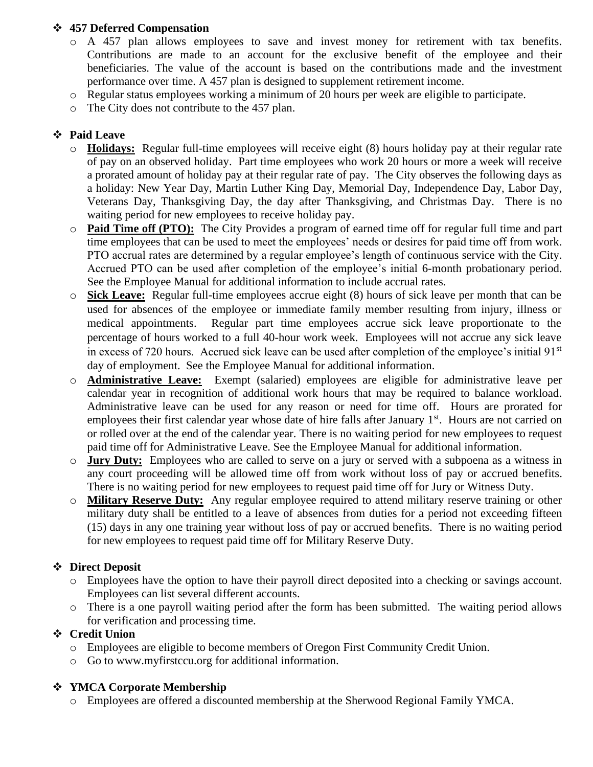- **457 Deferred Compensation**
  - A 457 plan allows employees to save and invest money for retirement with tax benefits. Contributions are made to an account for the exclusive benefit of the employee and their beneficiaries. The value of the account is based on the contributions made and the investment performance over time. A 457 plan is designed to supplement retirement income.
  - Regular status employees working a minimum of 20 hours per week are eligible to participate.
  - The City does not contribute to the 457 plan.

- **Paid Leave**
  - **Holidays:** Regular full-time employees will receive eight (8) hours holiday pay at their regular rate of pay on an observed holiday. Part time employees who work 20 hours or more a week will receive a prorated amount of holiday pay at their regular rate of pay. The City observes the following days as a holiday: New Year Day, Martin Luther King Day, Memorial Day, Independence Day, Labor Day, Veterans Day, Thanksgiving Day, the day after Thanksgiving, and Christmas Day. There is no waiting period for new employees to receive holiday pay.
  - **Paid Time off (PTO):** The City Provides a program of earned time off for regular full time and part time employees that can be used to meet the employees' needs or desires for paid time off from work. PTO accrual rates are determined by a regular employee's length of continuous service with the City. Accrued PTO can be used after completion of the employee's initial 6-month probationary period. See the Employee Manual for additional information to include accrual rates.
  - **Sick Leave:** Regular full-time employees accrue eight (8) hours of sick leave per month that can be used for absences of the employee or immediate family member resulting from injury, illness or medical appointments. Regular part time employees accrue sick leave proportionate to the percentage of hours worked to a full 40-hour work week. Employees will not accrue any sick leave in excess of 720 hours. Accrued sick leave can be used after completion of the employee's initial 91st day of employment. See the Employee Manual for additional information.
  - **Administrative Leave:** Exempt (salaried) employees are eligible for administrative leave per calendar year in recognition of additional work hours that may be required to balance workload. Administrative leave can be used for any reason or need for time off. Hours are prorated for employees their first calendar year whose date of hire falls after January 1st. Hours are not carried on or rolled over at the end of the calendar year. There is no waiting period for new employees to request paid time off for Administrative Leave. See the Employee Manual for additional information.
  - **Jury Duty:** Employees who are called to serve on a jury or served with a subpoena as a witness in any court proceeding will be allowed time off from work without loss of pay or accrued benefits. There is no waiting period for new employees to request paid time off for Jury or Witness Duty.
  - **Military Reserve Duty:** Any regular employee required to attend military reserve training or other military duty shall be entitled to a leave of absences from duties for a period not exceeding fifteen (15) days in any one training year without loss of pay or accrued benefits. There is no waiting period for new employees to request paid time off for Military Reserve Duty.

- **Direct Deposit**
  - Employees have the option to have their payroll direct deposited into a checking or savings account. Employees can list several different accounts.
  - There is a one payroll waiting period after the form has been submitted. The waiting period allows for verification and processing time.

- **Credit Union**
  - Employees are eligible to become members of Oregon First Community Credit Union.
  - Go to www.myfirstccu.org for additional information.

- **YMCA Corporate Membership**
  - Employees are offered a discounted membership at the Sherwood Regional Family YMCA.